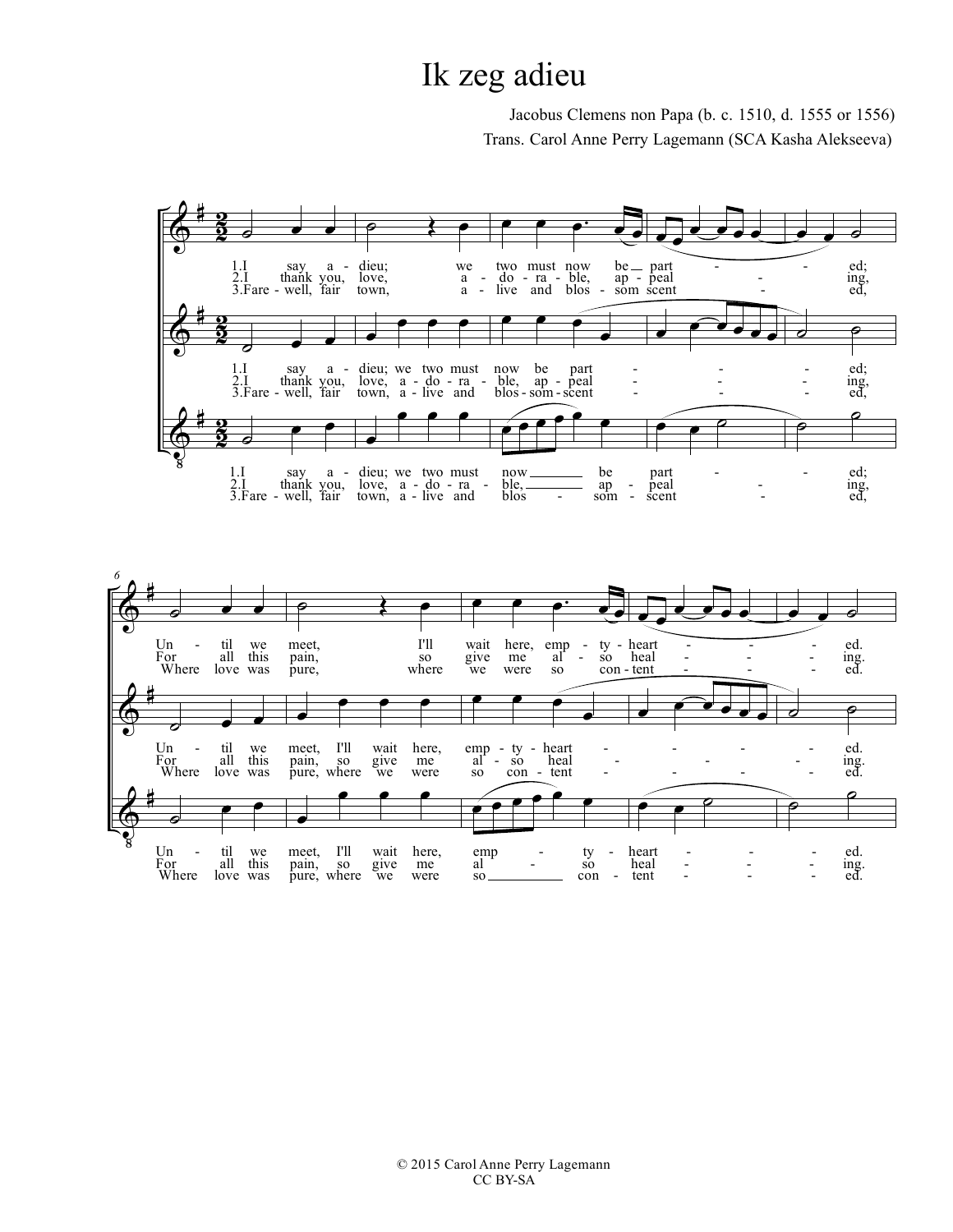# Ik zeg adieu

Jacobus Clemens non Papa (b. c. 1510, d. 1555 or 1556)

Trans. Carol Anne Perry Lagemann (SCA Kasha Alekseeva)

1. I say adieu; we two must now be parted;
Until we meet, I'll wait here, empty-hearted.

2. I thank you, love, adorable, appealing,
For all this pain, so give me also healing.

3. Farewell, fair town, alive and blossomscented,
Where love was pure, where we were so contented.

© 2015 Carol Anne Perry Lagemann
CC BY-SA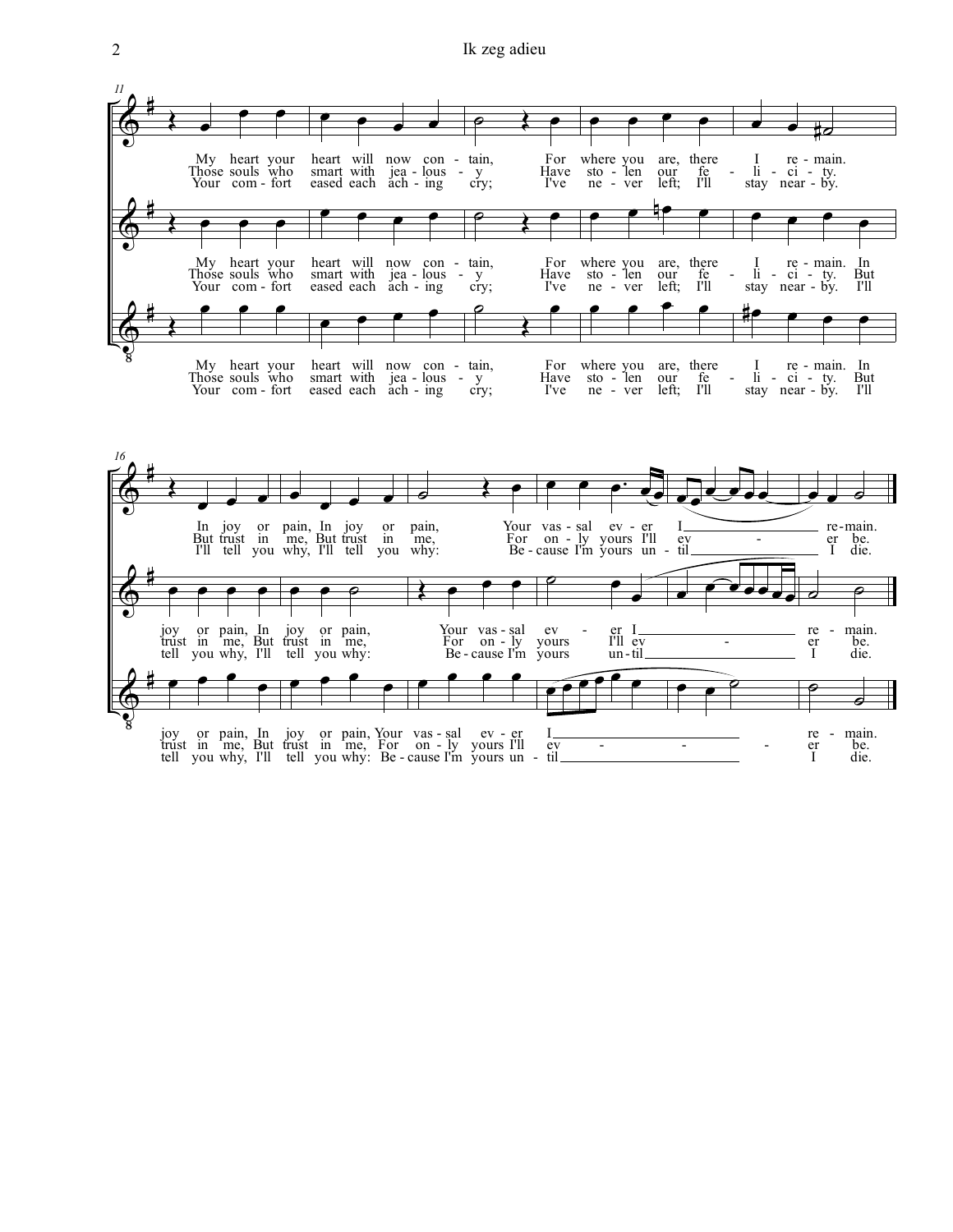11

My heart your heart will now con - tain, For where you are, there I re - main.
Those souls who smart with jea - lous - y Have sto - len our fe - li - ci - ty.
Your com - fort eased each ach - ing cry; I've ne - ver left; I'll stay near - by.

My heart your heart will now con - tain, For where you are, there I re - main. In
Those souls who smart with jea - lous - y Have sto - len our fe - li - ci - ty. But
Your com - fort eased each ach - ing cry; I've ne - ver left; I'll stay near - by. I'll

My heart your heart will now con - tain, For where you are, there I re - main. In
Those souls who smart with jea - lous - y Have sto - len our fe - li - ci - ty. But
Your com - fort eased each ach - ing cry; I've ne - ver left; I'll stay near - by. I'll

16

In joy or pain, In joy or pain, Your vas - sal ev - er I re - main.
But trust in me, But trust in me, For on - ly yours I'll ev - er be.
I'll tell you why, I'll tell you why: Be - cause I'm yours un - til I die.

joy or pain, In joy or pain, Your vas - sal ev - er I re - main.
trust in me, But trust in me, For on - ly yours I'll ev - er be.
tell you why, I'll tell you why: Be - cause I'm yours un - til I die.

joy or pain, In joy or pain, Your vas - sal ev - er I re - main.
trust in me, But trust in me, For on - ly yours I'll ev - er be.
tell you why, I'll tell you why: Be - cause I'm yours un - til I die.